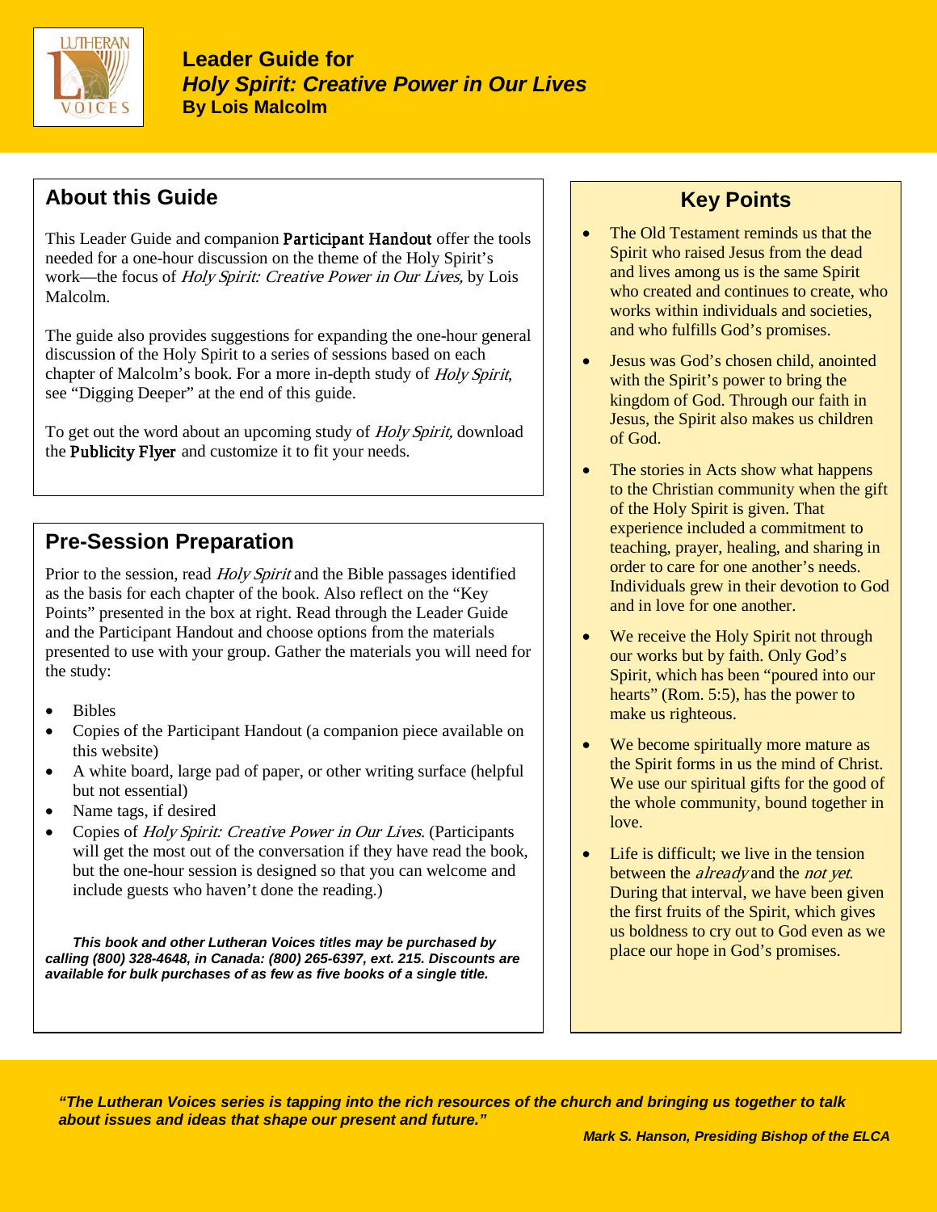# Leader Guide for *Holy Spirit: Creative Power in Our Lives*

**By Lois Malcolm**

## About this Guide

This Leader Guide and companion **Participant Handout** offer the tools needed for a one-hour discussion on the theme of the Holy Spirit's work—the focus of *Holy Spirit: Creative Power in Our Lives,* by Lois Malcolm.

The guide also provides suggestions for expanding the one-hour general discussion of the Holy Spirit to a series of sessions based on each chapter of Malcolm's book. For a more in-depth study of *Holy Spirit*, see "Digging Deeper" at the end of this guide.

To get out the word about an upcoming study of *Holy Spirit,* download the **Publicity Flyer** and customize it to fit your needs.

## Pre-Session Preparation

Prior to the session, read *Holy Spirit* and the Bible passages identified as the basis for each chapter of the book. Also reflect on the "Key Points" presented in the box at right. Read through the Leader Guide and the Participant Handout and choose options from the materials presented to use with your group. Gather the materials you will need for the study:

- Bibles
- Copies of the Participant Handout (a companion piece available on this website)
- A white board, large pad of paper, or other writing surface (helpful but not essential)
- Name tags, if desired
- Copies of *Holy Spirit: Creative Power in Our Lives*. (Participants will get the most out of the conversation if they have read the book, but the one-hour session is designed so that you can welcome and include guests who haven't done the reading.)

***This book and other Lutheran Voices titles may be purchased by calling (800) 328-4648, in Canada: (800) 265-6397, ext. 215. Discounts are available for bulk purchases of as few as five books of a single title.***

## Key Points

- The Old Testament reminds us that the Spirit who raised Jesus from the dead and lives among us is the same Spirit who created and continues to create, who works within individuals and societies, and who fulfills God's promises.
- Jesus was God's chosen child, anointed with the Spirit's power to bring the kingdom of God. Through our faith in Jesus, the Spirit also makes us children of God.
- The stories in Acts show what happens to the Christian community when the gift of the Holy Spirit is given. That experience included a commitment to teaching, prayer, healing, and sharing in order to care for one another's needs. Individuals grew in their devotion to God and in love for one another.
- We receive the Holy Spirit not through our works but by faith. Only God's Spirit, which has been "poured into our hearts" (Rom. 5:5), has the power to make us righteous.
- We become spiritually more mature as the Spirit forms in us the mind of Christ. We use our spiritual gifts for the good of the whole community, bound together in love.
- Life is difficult; we live in the tension between the *already* and the *not yet*. During that interval, we have been given the first fruits of the Spirit, which gives us boldness to cry out to God even as we place our hope in God's promises.

***"The Lutheran Voices series is tapping into the rich resources of the church and bringing us together to talk about issues and ideas that shape our present and future."***

***Mark S. Hanson, Presiding Bishop of the ELCA***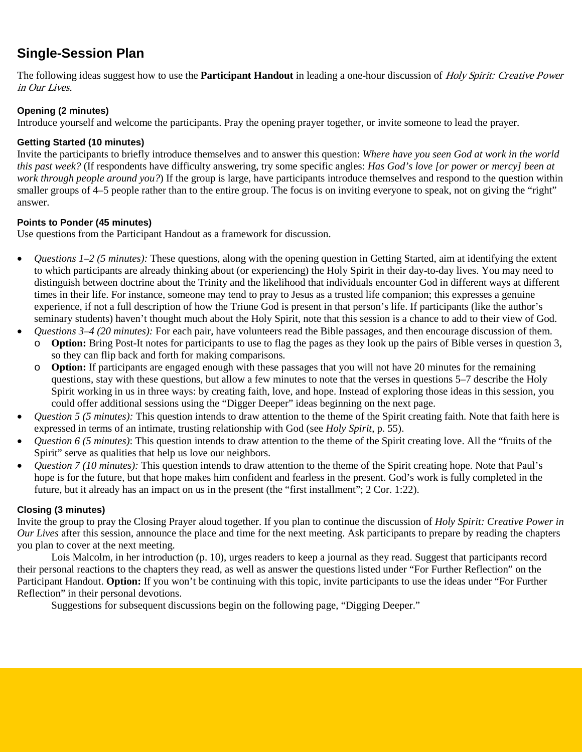## Single-Session Plan

The following ideas suggest how to use the **Participant Handout** in leading a one-hour discussion of *Holy Spirit: Creative Power in Our Lives.*

### Opening (2 minutes)

Introduce yourself and welcome the participants. Pray the opening prayer together, or invite someone to lead the prayer.

### Getting Started (10 minutes)

Invite the participants to briefly introduce themselves and to answer this question: *Where have you seen God at work in the world this past week?* (If respondents have difficulty answering, try some specific angles: *Has God's love [or power or mercy] been at work through people around you?*) If the group is large, have participants introduce themselves and respond to the question within smaller groups of 4–5 people rather than to the entire group. The focus is on inviting everyone to speak, not on giving the "right" answer.

### Points to Ponder (45 minutes)

Use questions from the Participant Handout as a framework for discussion.

- *Questions 1–2 (5 minutes):* These questions, along with the opening question in Getting Started, aim at identifying the extent to which participants are already thinking about (or experiencing) the Holy Spirit in their day-to-day lives. You may need to distinguish between doctrine about the Trinity and the likelihood that individuals encounter God in different ways at different times in their life. For instance, someone may tend to pray to Jesus as a trusted life companion; this expresses a genuine experience, if not a full description of how the Triune God is present in that person's life. If participants (like the author's seminary students) haven't thought much about the Holy Spirit, note that this session is a chance to add to their view of God.
- *Questions 3–4 (20 minutes):* For each pair, have volunteers read the Bible passages, and then encourage discussion of them.
  - **Option:** Bring Post-It notes for participants to use to flag the pages as they look up the pairs of Bible verses in question 3, so they can flip back and forth for making comparisons.
  - **Option:** If participants are engaged enough with these passages that you will not have 20 minutes for the remaining questions, stay with these questions, but allow a few minutes to note that the verses in questions 5–7 describe the Holy Spirit working in us in three ways: by creating faith, love, and hope. Instead of exploring those ideas in this session, you could offer additional sessions using the "Digger Deeper" ideas beginning on the next page.
- *Question 5 (5 minutes):* This question intends to draw attention to the theme of the Spirit creating faith. Note that faith here is expressed in terms of an intimate, trusting relationship with God (see *Holy Spirit*, p. 55).
- *Question 6 (5 minutes)*: This question intends to draw attention to the theme of the Spirit creating love. All the "fruits of the Spirit" serve as qualities that help us love our neighbors.
- *Question 7 (10 minutes):* This question intends to draw attention to the theme of the Spirit creating hope. Note that Paul's hope is for the future, but that hope makes him confident and fearless in the present. God's work is fully completed in the future, but it already has an impact on us in the present (the "first installment"; 2 Cor. 1:22).

### Closing (3 minutes)

Invite the group to pray the Closing Prayer aloud together. If you plan to continue the discussion of *Holy Spirit: Creative Power in Our Lives* after this session, announce the place and time for the next meeting. Ask participants to prepare by reading the chapters you plan to cover at the next meeting.

Lois Malcolm, in her introduction (p. 10), urges readers to keep a journal as they read. Suggest that participants record their personal reactions to the chapters they read, as well as answer the questions listed under "For Further Reflection" on the Participant Handout. **Option:** If you won't be continuing with this topic, invite participants to use the ideas under "For Further Reflection" in their personal devotions.

Suggestions for subsequent discussions begin on the following page, "Digging Deeper."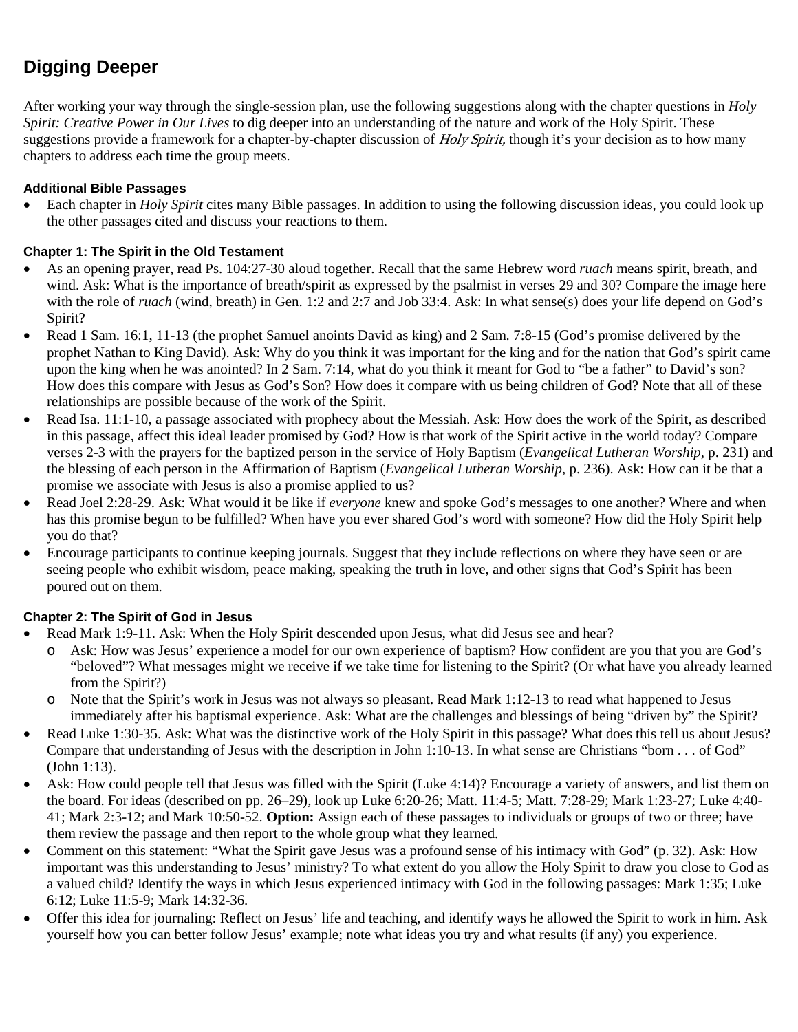## Digging Deeper

After working your way through the single-session plan, use the following suggestions along with the chapter questions in *Holy Spirit: Creative Power in Our Lives* to dig deeper into an understanding of the nature and work of the Holy Spirit. These suggestions provide a framework for a chapter-by-chapter discussion of *Holy Spirit,* though it's your decision as to how many chapters to address each time the group meets.

#### Additional Bible Passages

- Each chapter in *Holy Spirit* cites many Bible passages. In addition to using the following discussion ideas, you could look up the other passages cited and discuss your reactions to them.

#### Chapter 1: The Spirit in the Old Testament

- As an opening prayer, read Ps. 104:27-30 aloud together. Recall that the same Hebrew word *ruach* means spirit, breath, and wind. Ask: What is the importance of breath/spirit as expressed by the psalmist in verses 29 and 30? Compare the image here with the role of *ruach* (wind, breath) in Gen. 1:2 and 2:7 and Job 33:4. Ask: In what sense(s) does your life depend on God's Spirit?
- Read 1 Sam. 16:1, 11-13 (the prophet Samuel anoints David as king) and 2 Sam. 7:8-15 (God's promise delivered by the prophet Nathan to King David). Ask: Why do you think it was important for the king and for the nation that God's spirit came upon the king when he was anointed? In 2 Sam. 7:14, what do you think it meant for God to "be a father" to David's son? How does this compare with Jesus as God's Son? How does it compare with us being children of God? Note that all of these relationships are possible because of the work of the Spirit.
- Read Isa. 11:1-10, a passage associated with prophecy about the Messiah. Ask: How does the work of the Spirit, as described in this passage, affect this ideal leader promised by God? How is that work of the Spirit active in the world today? Compare verses 2-3 with the prayers for the baptized person in the service of Holy Baptism (*Evangelical Lutheran Worship*, p. 231) and the blessing of each person in the Affirmation of Baptism (*Evangelical Lutheran Worship*, p. 236). Ask: How can it be that a promise we associate with Jesus is also a promise applied to us?
- Read Joel 2:28-29. Ask: What would it be like if *everyone* knew and spoke God's messages to one another? Where and when has this promise begun to be fulfilled? When have you ever shared God's word with someone? How did the Holy Spirit help you do that?
- Encourage participants to continue keeping journals. Suggest that they include reflections on where they have seen or are seeing people who exhibit wisdom, peace making, speaking the truth in love, and other signs that God's Spirit has been poured out on them.

#### Chapter 2: The Spirit of God in Jesus

- Read Mark 1:9-11. Ask: When the Holy Spirit descended upon Jesus, what did Jesus see and hear?
  - Ask: How was Jesus' experience a model for our own experience of baptism? How confident are you that you are God's "beloved"? What messages might we receive if we take time for listening to the Spirit? (Or what have you already learned from the Spirit?)
  - Note that the Spirit's work in Jesus was not always so pleasant. Read Mark 1:12-13 to read what happened to Jesus immediately after his baptismal experience. Ask: What are the challenges and blessings of being "driven by" the Spirit?
- Read Luke 1:30-35. Ask: What was the distinctive work of the Holy Spirit in this passage? What does this tell us about Jesus? Compare that understanding of Jesus with the description in John 1:10-13. In what sense are Christians "born . . . of God" (John 1:13).
- Ask: How could people tell that Jesus was filled with the Spirit (Luke 4:14)? Encourage a variety of answers, and list them on the board. For ideas (described on pp. 26–29), look up Luke 6:20-26; Matt. 11:4-5; Matt. 7:28-29; Mark 1:23-27; Luke 4:40-41; Mark 2:3-12; and Mark 10:50-52. **Option:** Assign each of these passages to individuals or groups of two or three; have them review the passage and then report to the whole group what they learned.
- Comment on this statement: "What the Spirit gave Jesus was a profound sense of his intimacy with God" (p. 32). Ask: How important was this understanding to Jesus' ministry? To what extent do you allow the Holy Spirit to draw you close to God as a valued child? Identify the ways in which Jesus experienced intimacy with God in the following passages: Mark 1:35; Luke 6:12; Luke 11:5-9; Mark 14:32-36.
- Offer this idea for journaling: Reflect on Jesus' life and teaching, and identify ways he allowed the Spirit to work in him. Ask yourself how you can better follow Jesus' example; note what ideas you try and what results (if any) you experience.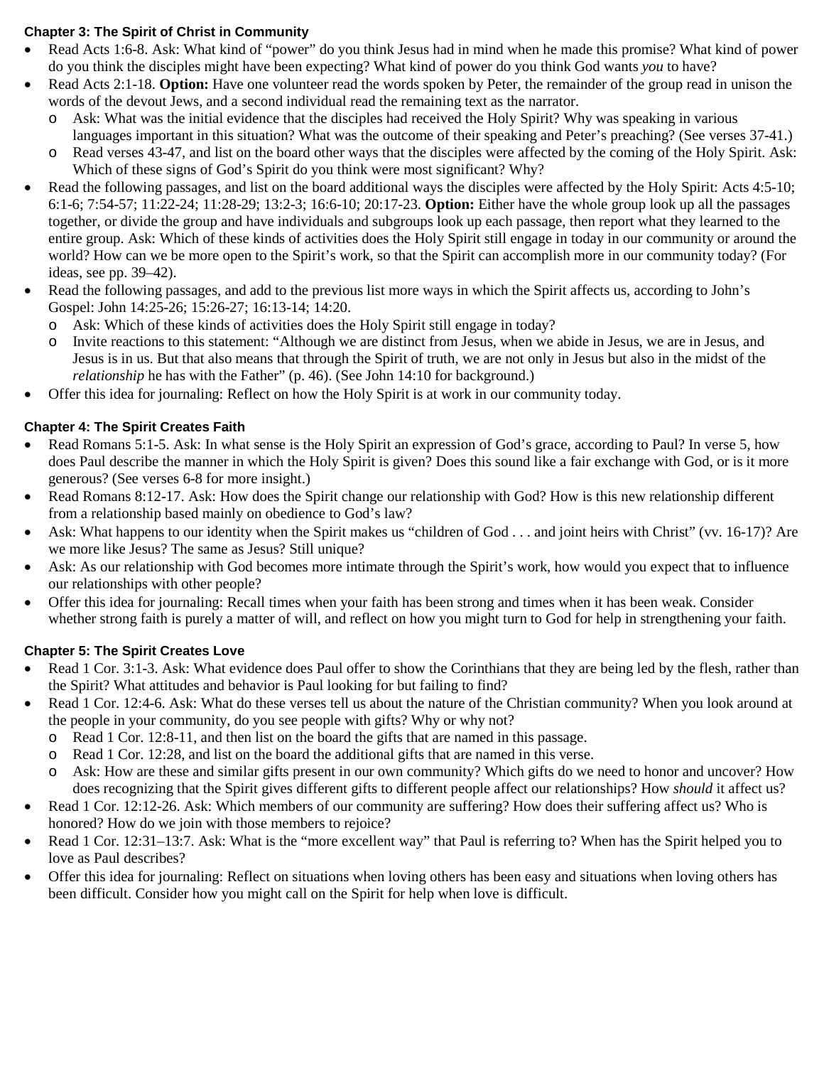### Chapter 3: The Spirit of Christ in Community

- Read Acts 1:6-8. Ask: What kind of "power" do you think Jesus had in mind when he made this promise? What kind of power do you think the disciples might have been expecting? What kind of power do you think God wants *you* to have?
- Read Acts 2:1-18. **Option:** Have one volunteer read the words spoken by Peter, the remainder of the group read in unison the words of the devout Jews, and a second individual read the remaining text as the narrator.
  - Ask: What was the initial evidence that the disciples had received the Holy Spirit? Why was speaking in various languages important in this situation? What was the outcome of their speaking and Peter's preaching? (See verses 37-41.)
  - Read verses 43-47, and list on the board other ways that the disciples were affected by the coming of the Holy Spirit. Ask: Which of these signs of God's Spirit do you think were most significant? Why?
- Read the following passages, and list on the board additional ways the disciples were affected by the Holy Spirit: Acts 4:5-10; 6:1-6; 7:54-57; 11:22-24; 11:28-29; 13:2-3; 16:6-10; 20:17-23. **Option:** Either have the whole group look up all the passages together, or divide the group and have individuals and subgroups look up each passage, then report what they learned to the entire group. Ask: Which of these kinds of activities does the Holy Spirit still engage in today in our community or around the world? How can we be more open to the Spirit's work, so that the Spirit can accomplish more in our community today? (For ideas, see pp. 39–42).
- Read the following passages, and add to the previous list more ways in which the Spirit affects us, according to John's Gospel: John 14:25-26; 15:26-27; 16:13-14; 14:20.
  - Ask: Which of these kinds of activities does the Holy Spirit still engage in today?
  - Invite reactions to this statement: "Although we are distinct from Jesus, when we abide in Jesus, we are in Jesus, and Jesus is in us. But that also means that through the Spirit of truth, we are not only in Jesus but also in the midst of the *relationship* he has with the Father" (p. 46). (See John 14:10 for background.)
- Offer this idea for journaling: Reflect on how the Holy Spirit is at work in our community today.

### Chapter 4: The Spirit Creates Faith

- Read Romans 5:1-5. Ask: In what sense is the Holy Spirit an expression of God's grace, according to Paul? In verse 5, how does Paul describe the manner in which the Holy Spirit is given? Does this sound like a fair exchange with God, or is it more generous? (See verses 6-8 for more insight.)
- Read Romans 8:12-17. Ask: How does the Spirit change our relationship with God? How is this new relationship different from a relationship based mainly on obedience to God's law?
- Ask: What happens to our identity when the Spirit makes us "children of God . . . and joint heirs with Christ" (vv. 16-17)? Are we more like Jesus? The same as Jesus? Still unique?
- Ask: As our relationship with God becomes more intimate through the Spirit's work, how would you expect that to influence our relationships with other people?
- Offer this idea for journaling: Recall times when your faith has been strong and times when it has been weak. Consider whether strong faith is purely a matter of will, and reflect on how you might turn to God for help in strengthening your faith.

### Chapter 5: The Spirit Creates Love

- Read 1 Cor. 3:1-3. Ask: What evidence does Paul offer to show the Corinthians that they are being led by the flesh, rather than the Spirit? What attitudes and behavior is Paul looking for but failing to find?
- Read 1 Cor. 12:4-6. Ask: What do these verses tell us about the nature of the Christian community? When you look around at the people in your community, do you see people with gifts? Why or why not?
  - Read 1 Cor. 12:8-11, and then list on the board the gifts that are named in this passage.
  - Read 1 Cor. 12:28, and list on the board the additional gifts that are named in this verse.
  - Ask: How are these and similar gifts present in our own community? Which gifts do we need to honor and uncover? How does recognizing that the Spirit gives different gifts to different people affect our relationships? How *should* it affect us?
- Read 1 Cor. 12:12-26. Ask: Which members of our community are suffering? How does their suffering affect us? Who is honored? How do we join with those members to rejoice?
- Read 1 Cor. 12:31–13:7. Ask: What is the "more excellent way" that Paul is referring to? When has the Spirit helped you to love as Paul describes?
- Offer this idea for journaling: Reflect on situations when loving others has been easy and situations when loving others has been difficult. Consider how you might call on the Spirit for help when love is difficult.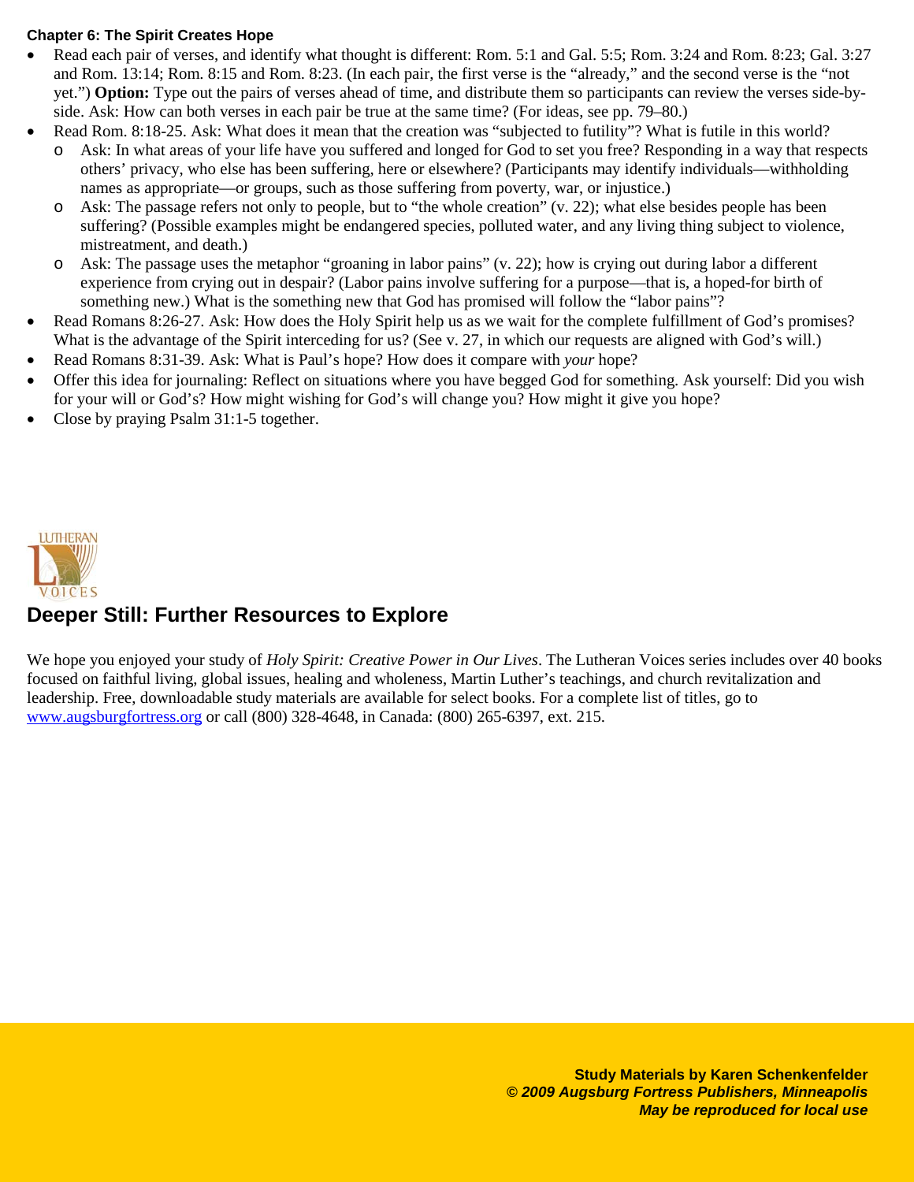### Chapter 6: The Spirit Creates Hope

- Read each pair of verses, and identify what thought is different: Rom. 5:1 and Gal. 5:5; Rom. 3:24 and Rom. 8:23; Gal. 3:27 and Rom. 13:14; Rom. 8:15 and Rom. 8:23. (In each pair, the first verse is the "already," and the second verse is the "not yet.") **Option:** Type out the pairs of verses ahead of time, and distribute them so participants can review the verses side-by-side. Ask: How can both verses in each pair be true at the same time? (For ideas, see pp. 79–80.)
- Read Rom. 8:18-25. Ask: What does it mean that the creation was "subjected to futility"? What is futile in this world?
  - Ask: In what areas of your life have you suffered and longed for God to set you free? Responding in a way that respects others' privacy, who else has been suffering, here or elsewhere? (Participants may identify individuals—withholding names as appropriate—or groups, such as those suffering from poverty, war, or injustice.)
  - Ask: The passage refers not only to people, but to "the whole creation" (v. 22); what else besides people has been suffering? (Possible examples might be endangered species, polluted water, and any living thing subject to violence, mistreatment, and death.)
  - Ask: The passage uses the metaphor "groaning in labor pains" (v. 22); how is crying out during labor a different experience from crying out in despair? (Labor pains involve suffering for a purpose—that is, a hoped-for birth of something new.) What is the something new that God has promised will follow the "labor pains"?
- Read Romans 8:26-27. Ask: How does the Holy Spirit help us as we wait for the complete fulfillment of God's promises? What is the advantage of the Spirit interceding for us? (See v. 27, in which our requests are aligned with God's will.)
- Read Romans 8:31-39. Ask: What is Paul's hope? How does it compare with *your* hope?
- Offer this idea for journaling: Reflect on situations where you have begged God for something. Ask yourself: Did you wish for your will or God's? How might wishing for God's will change you? How might it give you hope?
- Close by praying Psalm 31:1-5 together.

LUTHERAN VOICES

## Deeper Still: Further Resources to Explore

We hope you enjoyed your study of *Holy Spirit: Creative Power in Our Lives*. The Lutheran Voices series includes over 40 books focused on faithful living, global issues, healing and wholeness, Martin Luther's teachings, and church revitalization and leadership. Free, downloadable study materials are available for select books. For a complete list of titles, go to www.augsburgfortress.org or call (800) 328-4648, in Canada: (800) 265-6397, ext. 215.

**Study Materials by Karen Schenkenfelder**
***© 2009 Augsburg Fortress Publishers, Minneapolis***
***May be reproduced for local use***